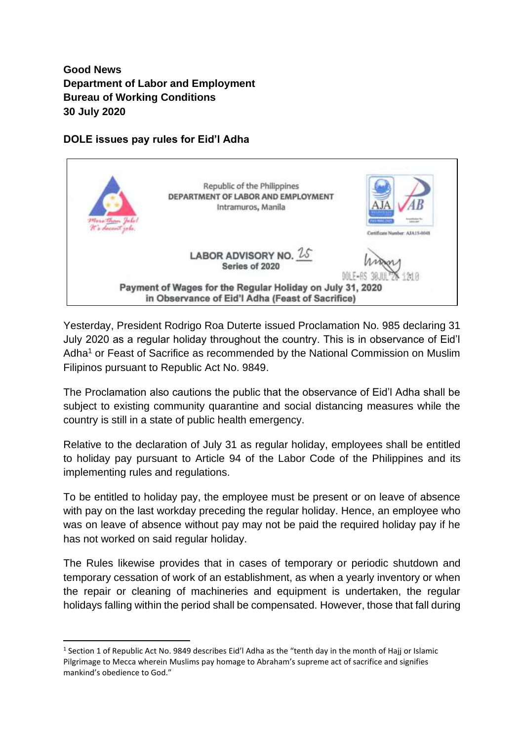**Good News**
**Department of Labor and Employment**
**Bureau of Working Conditions**
**30 July 2020**

## DOLE issues pay rules for Eid'l Adha

Republic of the Philippines
DEPARTMENT OF LABOR AND EMPLOYMENT
Intramuros, Manila

More than Jobs! It's decent jobs.

Certificate Number: AJA15-0048

**LABOR ADVISORY NO. 25**
**Series of 2020**

DOLE-RS 30JUL'20 1210

**Payment of Wages for the Regular Holiday on July 31, 2020 in Observance of Eid'l Adha (Feast of Sacrifice)**

Yesterday, President Rodrigo Roa Duterte issued Proclamation No. 985 declaring 31 July 2020 as a regular holiday throughout the country. This is in observance of Eid'l Adha[1] or Feast of Sacrifice as recommended by the National Commission on Muslim Filipinos pursuant to Republic Act No. 9849.

The Proclamation also cautions the public that the observance of Eid'l Adha shall be subject to existing community quarantine and social distancing measures while the country is still in a state of public health emergency.

Relative to the declaration of July 31 as regular holiday, employees shall be entitled to holiday pay pursuant to Article 94 of the Labor Code of the Philippines and its implementing rules and regulations.

To be entitled to holiday pay, the employee must be present or on leave of absence with pay on the last workday preceding the regular holiday. Hence, an employee who was on leave of absence without pay may not be paid the required holiday pay if he has not worked on said regular holiday.

The Rules likewise provides that in cases of temporary or periodic shutdown and temporary cessation of work of an establishment, as when a yearly inventory or when the repair or cleaning of machineries and equipment is undertaken, the regular holidays falling within the period shall be compensated. However, those that fall during

---

[1] Section 1 of Republic Act No. 9849 describes Eid'l Adha as the "tenth day in the month of Hajj or Islamic Pilgrimage to Mecca wherein Muslims pay homage to Abraham's supreme act of sacrifice and signifies mankind's obedience to God."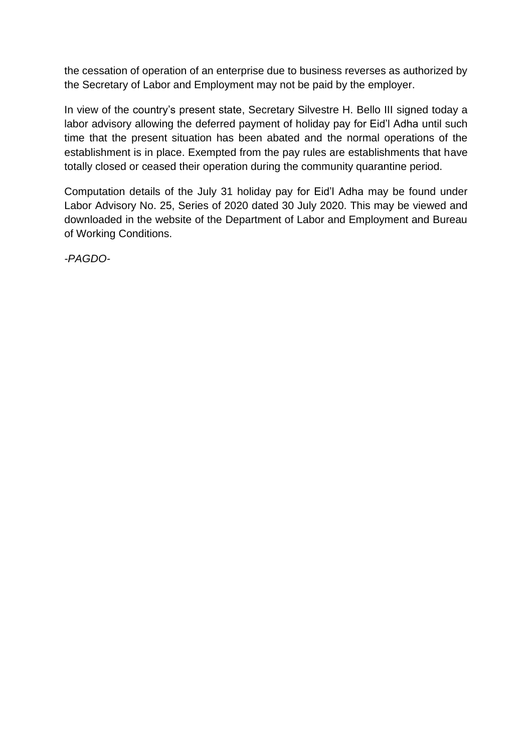the cessation of operation of an enterprise due to business reverses as authorized by the Secretary of Labor and Employment may not be paid by the employer.

In view of the country's present state, Secretary Silvestre H. Bello III signed today a labor advisory allowing the deferred payment of holiday pay for Eid'l Adha until such time that the present situation has been abated and the normal operations of the establishment is in place. Exempted from the pay rules are establishments that have totally closed or ceased their operation during the community quarantine period.

Computation details of the July 31 holiday pay for Eid'l Adha may be found under Labor Advisory No. 25, Series of 2020 dated 30 July 2020. This may be viewed and downloaded in the website of the Department of Labor and Employment and Bureau of Working Conditions.

*-PAGDO-*